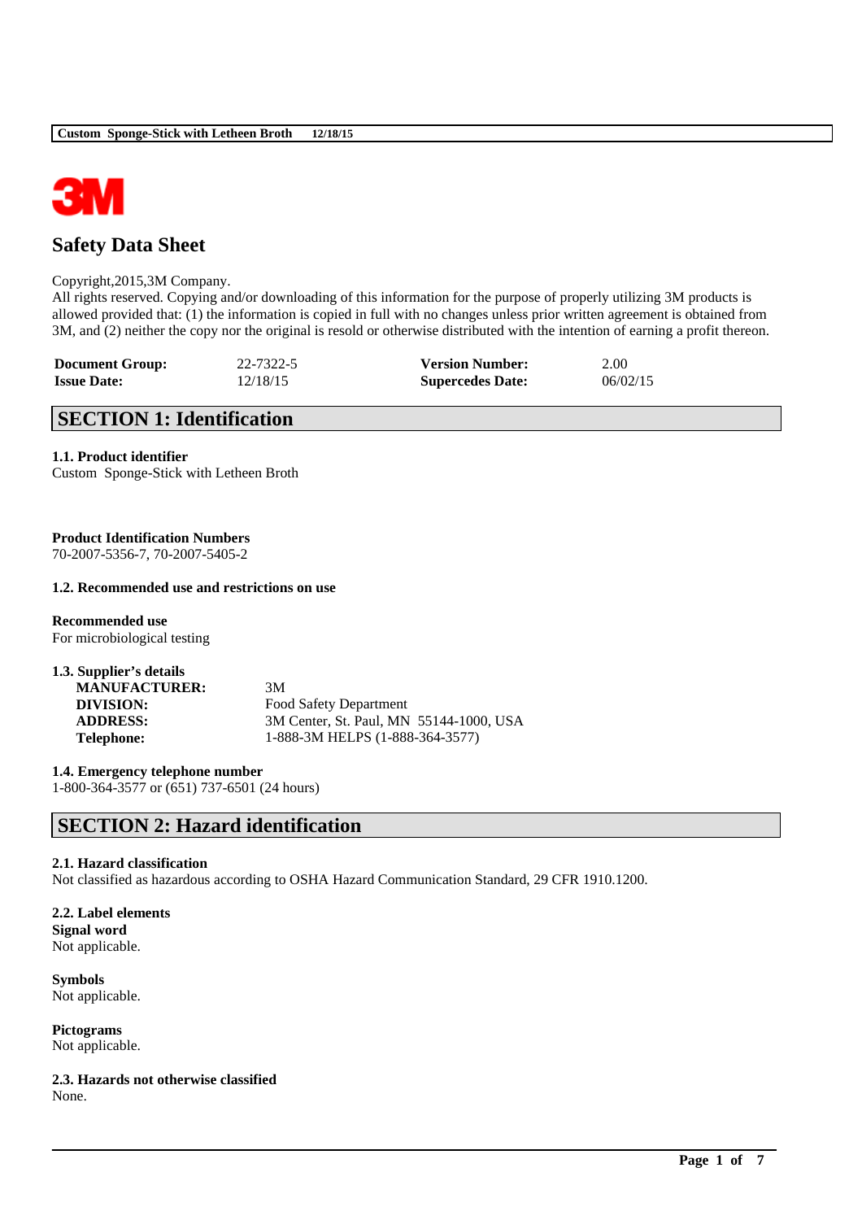# Safety Data Sheet

Copyright,2015,3M Company.
All rights reserved. Copying and/or downloading of this information for the purpose of properly utilizing 3M products is allowed provided that: (1) the information is copied in full with no changes unless prior written agreement is obtained from 3M, and (2) neither the copy nor the original is resold or otherwise distributed with the intention of earning a profit thereon.

| **Document Group:** | 22-7322-5 | **Version Number:** | 2.00 |
|---|---|---|---|
| **Issue Date:** | 12/18/15 | **Supercedes Date:** | 06/02/15 |

## SECTION 1: Identification

**1.1. Product identifier**
Custom Sponge-Stick with Letheen Broth

**Product Identification Numbers**
70-2007-5356-7, 70-2007-5405-2

**1.2. Recommended use and restrictions on use**

**Recommended use**
For microbiological testing

**1.3. Supplier's details**

| | |
|---|---|
| **MANUFACTURER:** | 3M |
| **DIVISION:** | Food Safety Department |
| **ADDRESS:** | 3M Center, St. Paul, MN 55144-1000, USA |
| **Telephone:** | 1-888-3M HELPS (1-888-364-3577) |

**1.4. Emergency telephone number**
1-800-364-3577 or (651) 737-6501 (24 hours)

## SECTION 2: Hazard identification

**2.1. Hazard classification**
Not classified as hazardous according to OSHA Hazard Communication Standard, 29 CFR 1910.1200.

**2.2. Label elements**
**Signal word**
Not applicable.

**Symbols**
Not applicable.

**Pictograms**
Not applicable.

**2.3. Hazards not otherwise classified**
None.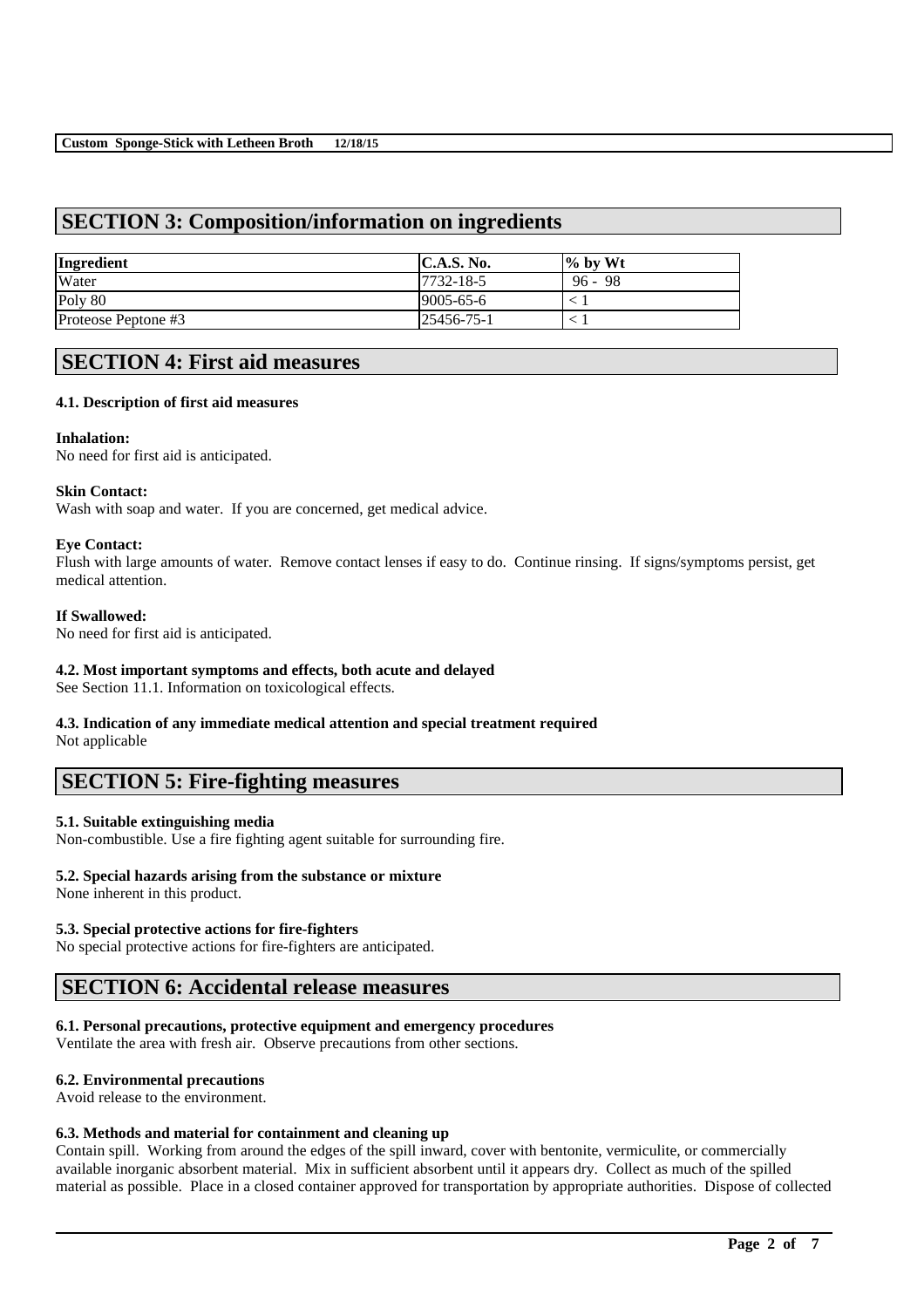## SECTION 3: Composition/information on ingredients

| Ingredient | C.A.S. No. | % by Wt |
|---|---|---|
| Water | 7732-18-5 | 96 - 98 |
| Poly 80 | 9005-65-6 | < 1 |
| Proteose Peptone #3 | 25456-75-1 | < 1 |

## SECTION 4: First aid measures

### 4.1. Description of first aid measures

**Inhalation:**
No need for first aid is anticipated.

**Skin Contact:**
Wash with soap and water. If you are concerned, get medical advice.

**Eye Contact:**
Flush with large amounts of water. Remove contact lenses if easy to do. Continue rinsing. If signs/symptoms persist, get medical attention.

**If Swallowed:**
No need for first aid is anticipated.

### 4.2. Most important symptoms and effects, both acute and delayed

See Section 11.1. Information on toxicological effects.

### 4.3. Indication of any immediate medical attention and special treatment required

Not applicable

## SECTION 5: Fire-fighting measures

### 5.1. Suitable extinguishing media

Non-combustible. Use a fire fighting agent suitable for surrounding fire.

### 5.2. Special hazards arising from the substance or mixture

None inherent in this product.

### 5.3. Special protective actions for fire-fighters

No special protective actions for fire-fighters are anticipated.

## SECTION 6: Accidental release measures

### 6.1. Personal precautions, protective equipment and emergency procedures

Ventilate the area with fresh air. Observe precautions from other sections.

### 6.2. Environmental precautions

Avoid release to the environment.

### 6.3. Methods and material for containment and cleaning up

Contain spill. Working from around the edges of the spill inward, cover with bentonite, vermiculite, or commercially available inorganic absorbent material. Mix in sufficient absorbent until it appears dry. Collect as much of the spilled material as possible. Place in a closed container approved for transportation by appropriate authorities. Dispose of collected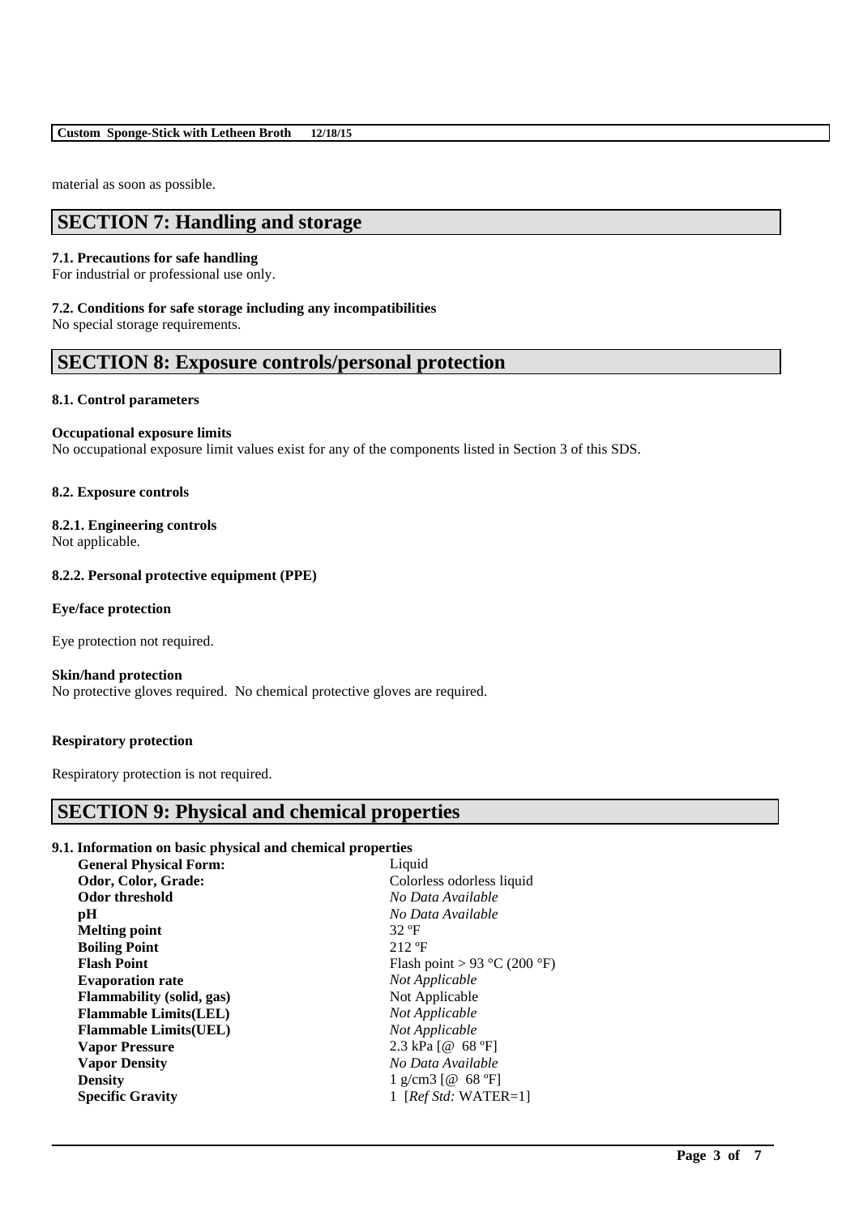material as soon as possible.

## SECTION 7: Handling and storage

**7.1. Precautions for safe handling**
For industrial or professional use only.

**7.2. Conditions for safe storage including any incompatibilities**
No special storage requirements.

## SECTION 8: Exposure controls/personal protection

**8.1. Control parameters**

**Occupational exposure limits**
No occupational exposure limit values exist for any of the components listed in Section 3 of this SDS.

**8.2. Exposure controls**

**8.2.1. Engineering controls**
Not applicable.

**8.2.2. Personal protective equipment (PPE)**

**Eye/face protection**

Eye protection not required.

**Skin/hand protection**
No protective gloves required. No chemical protective gloves are required.

**Respiratory protection**

Respiratory protection is not required.

## SECTION 9: Physical and chemical properties

**9.1. Information on basic physical and chemical properties**

| | |
|---|---|
| **General Physical Form:** | Liquid |
| **Odor, Color, Grade:** | Colorless odorless liquid |
| **Odor threshold** | *No Data Available* |
| **pH** | *No Data Available* |
| **Melting point** | 32 ºF |
| **Boiling Point** | 212 ºF |
| **Flash Point** | Flash point > 93 °C (200 °F) |
| **Evaporation rate** | *Not Applicable* |
| **Flammability (solid, gas)** | Not Applicable |
| **Flammable Limits(LEL)** | *Not Applicable* |
| **Flammable Limits(UEL)** | *Not Applicable* |
| **Vapor Pressure** | 2.3 kPa [@ 68 ºF] |
| **Vapor Density** | *No Data Available* |
| **Density** | 1 g/cm3 [@ 68 ºF] |
| **Specific Gravity** | 1 [*Ref Std:* WATER=1] |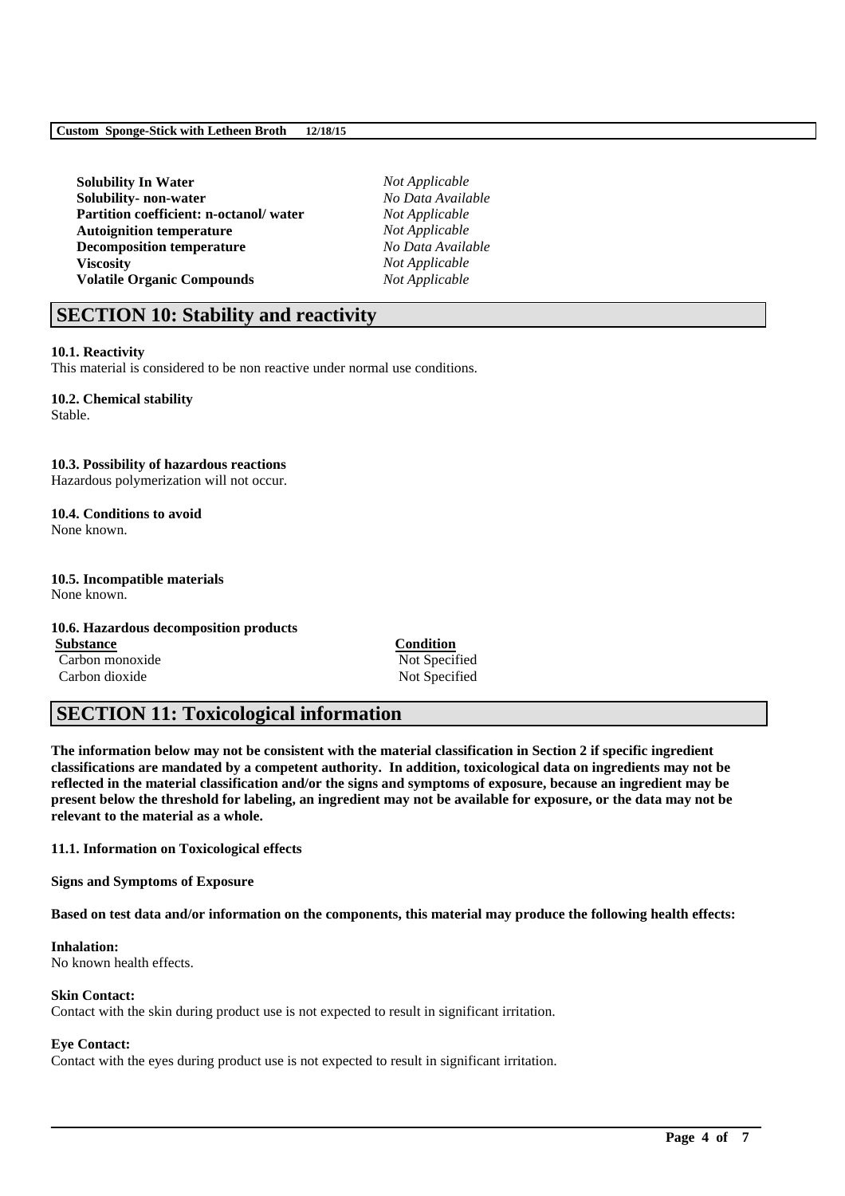| | |
|---|---|
| **Solubility In Water** | *Not Applicable* |
| **Solubility- non-water** | *No Data Available* |
| **Partition coefficient: n-octanol/ water** | *Not Applicable* |
| **Autoignition temperature** | *Not Applicable* |
| **Decomposition temperature** | *No Data Available* |
| **Viscosity** | *Not Applicable* |
| **Volatile Organic Compounds** | *Not Applicable* |

## SECTION 10: Stability and reactivity

**10.1. Reactivity**
This material is considered to be non reactive under normal use conditions.

**10.2. Chemical stability**
Stable.

**10.3. Possibility of hazardous reactions**
Hazardous polymerization will not occur.

**10.4. Conditions to avoid**
None known.

**10.5. Incompatible materials**
None known.

**10.6. Hazardous decomposition products**

| Substance | Condition |
|---|---|
| Carbon monoxide | Not Specified |
| Carbon dioxide | Not Specified |

## SECTION 11: Toxicological information

**The information below may not be consistent with the material classification in Section 2 if specific ingredient classifications are mandated by a competent authority. In addition, toxicological data on ingredients may not be reflected in the material classification and/or the signs and symptoms of exposure, because an ingredient may be present below the threshold for labeling, an ingredient may not be available for exposure, or the data may not be relevant to the material as a whole.**

**11.1. Information on Toxicological effects**

**Signs and Symptoms of Exposure**

**Based on test data and/or information on the components, this material may produce the following health effects:**

**Inhalation:**
No known health effects.

**Skin Contact:**
Contact with the skin during product use is not expected to result in significant irritation.

**Eye Contact:**
Contact with the eyes during product use is not expected to result in significant irritation.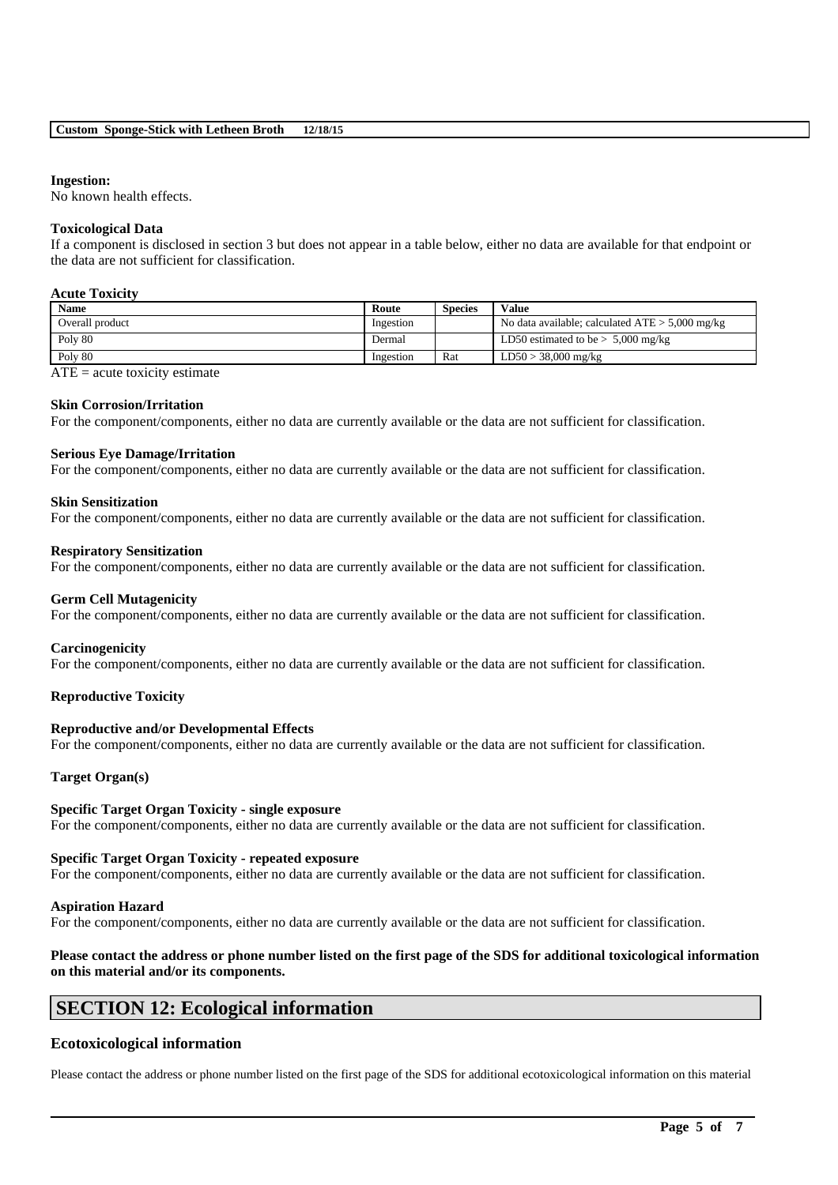**Ingestion:**
No known health effects.

**Toxicological Data**
If a component is disclosed in section 3 but does not appear in a table below, either no data are available for that endpoint or the data are not sufficient for classification.

**Acute Toxicity**

| Name | Route | Species | Value |
|---|---|---|---|
| Overall product | Ingestion | | No data available; calculated ATE > 5,000 mg/kg |
| Poly 80 | Dermal | | LD50 estimated to be > 5,000 mg/kg |
| Poly 80 | Ingestion | Rat | LD50 > 38,000 mg/kg |

ATE = acute toxicity estimate

**Skin Corrosion/Irritation**
For the component/components, either no data are currently available or the data are not sufficient for classification.

**Serious Eye Damage/Irritation**
For the component/components, either no data are currently available or the data are not sufficient for classification.

**Skin Sensitization**
For the component/components, either no data are currently available or the data are not sufficient for classification.

**Respiratory Sensitization**
For the component/components, either no data are currently available or the data are not sufficient for classification.

**Germ Cell Mutagenicity**
For the component/components, either no data are currently available or the data are not sufficient for classification.

**Carcinogenicity**
For the component/components, either no data are currently available or the data are not sufficient for classification.

**Reproductive Toxicity**

**Reproductive and/or Developmental Effects**
For the component/components, either no data are currently available or the data are not sufficient for classification.

**Target Organ(s)**

**Specific Target Organ Toxicity - single exposure**
For the component/components, either no data are currently available or the data are not sufficient for classification.

**Specific Target Organ Toxicity - repeated exposure**
For the component/components, either no data are currently available or the data are not sufficient for classification.

**Aspiration Hazard**
For the component/components, either no data are currently available or the data are not sufficient for classification.

**Please contact the address or phone number listed on the first page of the SDS for additional toxicological information on this material and/or its components.**

## SECTION 12: Ecological information

### Ecotoxicological information

Please contact the address or phone number listed on the first page of the SDS for additional ecotoxicological information on this material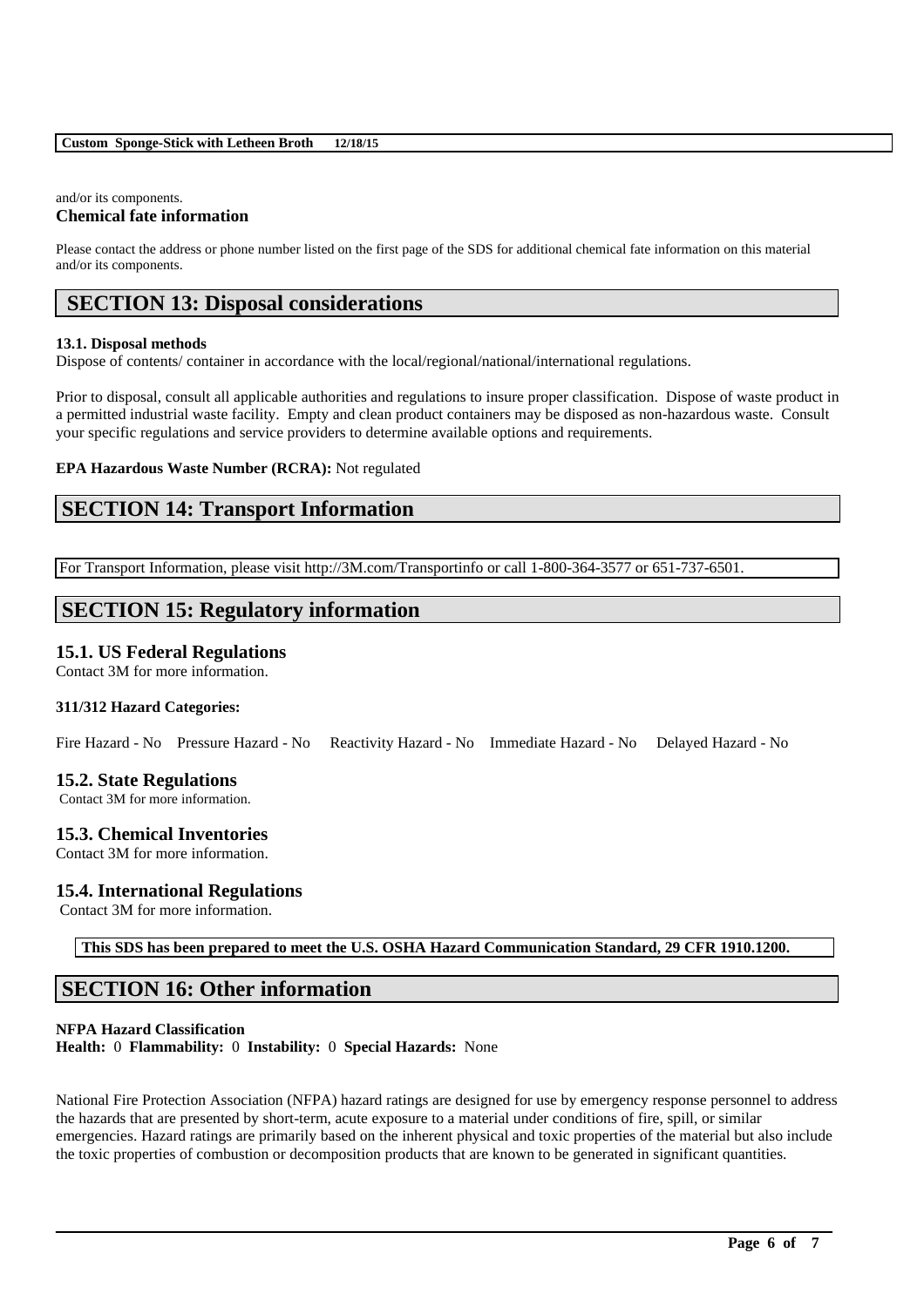and/or its components.

**Chemical fate information**

Please contact the address or phone number listed on the first page of the SDS for additional chemical fate information on this material and/or its components.

## SECTION 13: Disposal considerations

**13.1. Disposal methods**

Dispose of contents/ container in accordance with the local/regional/national/international regulations.

Prior to disposal, consult all applicable authorities and regulations to insure proper classification. Dispose of waste product in a permitted industrial waste facility. Empty and clean product containers may be disposed as non-hazardous waste. Consult your specific regulations and service providers to determine available options and requirements.

**EPA Hazardous Waste Number (RCRA):** Not regulated

## SECTION 14: Transport Information

For Transport Information, please visit http://3M.com/Transportinfo or call 1-800-364-3577 or 651-737-6501.

## SECTION 15: Regulatory information

### 15.1. US Federal Regulations

Contact 3M for more information.

**311/312 Hazard Categories:**

Fire Hazard - No Pressure Hazard - No Reactivity Hazard - No Immediate Hazard - No Delayed Hazard - No

### 15.2. State Regulations

Contact 3M for more information.

### 15.3. Chemical Inventories

Contact 3M for more information.

### 15.4. International Regulations

Contact 3M for more information.

**This SDS has been prepared to meet the U.S. OSHA Hazard Communication Standard, 29 CFR 1910.1200.**

## SECTION 16: Other information

**NFPA Hazard Classification**

**Health:** 0 **Flammability:** 0 **Instability:** 0 **Special Hazards:** None

National Fire Protection Association (NFPA) hazard ratings are designed for use by emergency response personnel to address the hazards that are presented by short-term, acute exposure to a material under conditions of fire, spill, or similar emergencies. Hazard ratings are primarily based on the inherent physical and toxic properties of the material but also include the toxic properties of combustion or decomposition products that are known to be generated in significant quantities.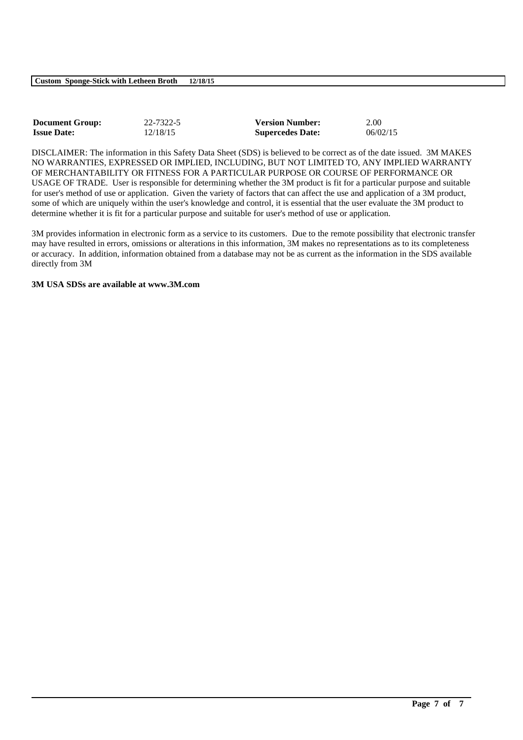| | | | |
|---|---|---|---|
| **Document Group:** | 22-7322-5 | **Version Number:** | 2.00 |
| **Issue Date:** | 12/18/15 | **Supercedes Date:** | 06/02/15 |

DISCLAIMER: The information in this Safety Data Sheet (SDS) is believed to be correct as of the date issued. 3M MAKES NO WARRANTIES, EXPRESSED OR IMPLIED, INCLUDING, BUT NOT LIMITED TO, ANY IMPLIED WARRANTY OF MERCHANTABILITY OR FITNESS FOR A PARTICULAR PURPOSE OR COURSE OF PERFORMANCE OR USAGE OF TRADE. User is responsible for determining whether the 3M product is fit for a particular purpose and suitable for user's method of use or application. Given the variety of factors that can affect the use and application of a 3M product, some of which are uniquely within the user's knowledge and control, it is essential that the user evaluate the 3M product to determine whether it is fit for a particular purpose and suitable for user's method of use or application.

3M provides information in electronic form as a service to its customers. Due to the remote possibility that electronic transfer may have resulted in errors, omissions or alterations in this information, 3M makes no representations as to its completeness or accuracy. In addition, information obtained from a database may not be as current as the information in the SDS available directly from 3M

**3M USA SDSs are available at www.3M.com**